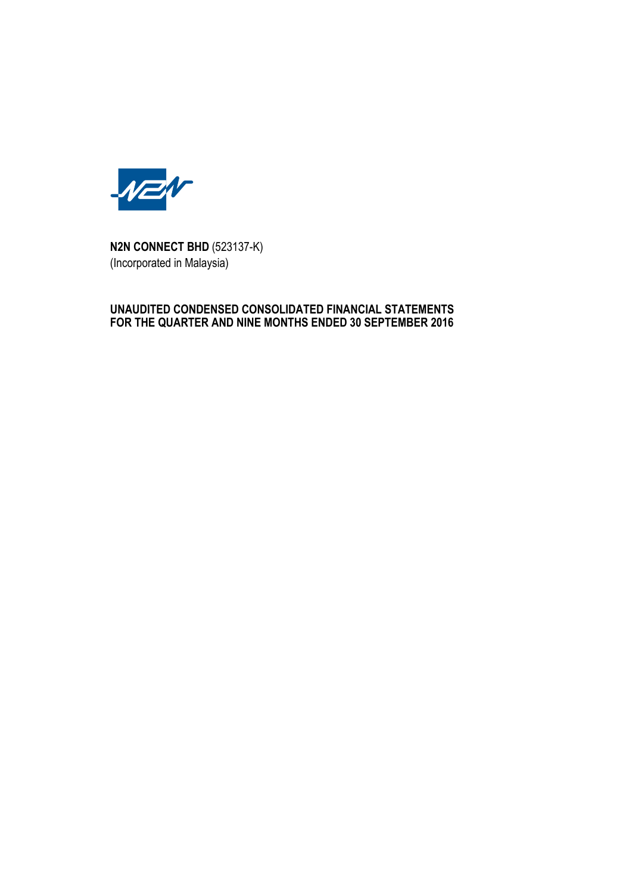**N2N CONNECT BHD** (523137-K)
(Incorporated in Malaysia)

**UNAUDITED CONDENSED CONSOLIDATED FINANCIAL STATEMENTS FOR THE QUARTER AND NINE MONTHS ENDED 30 SEPTEMBER 2016**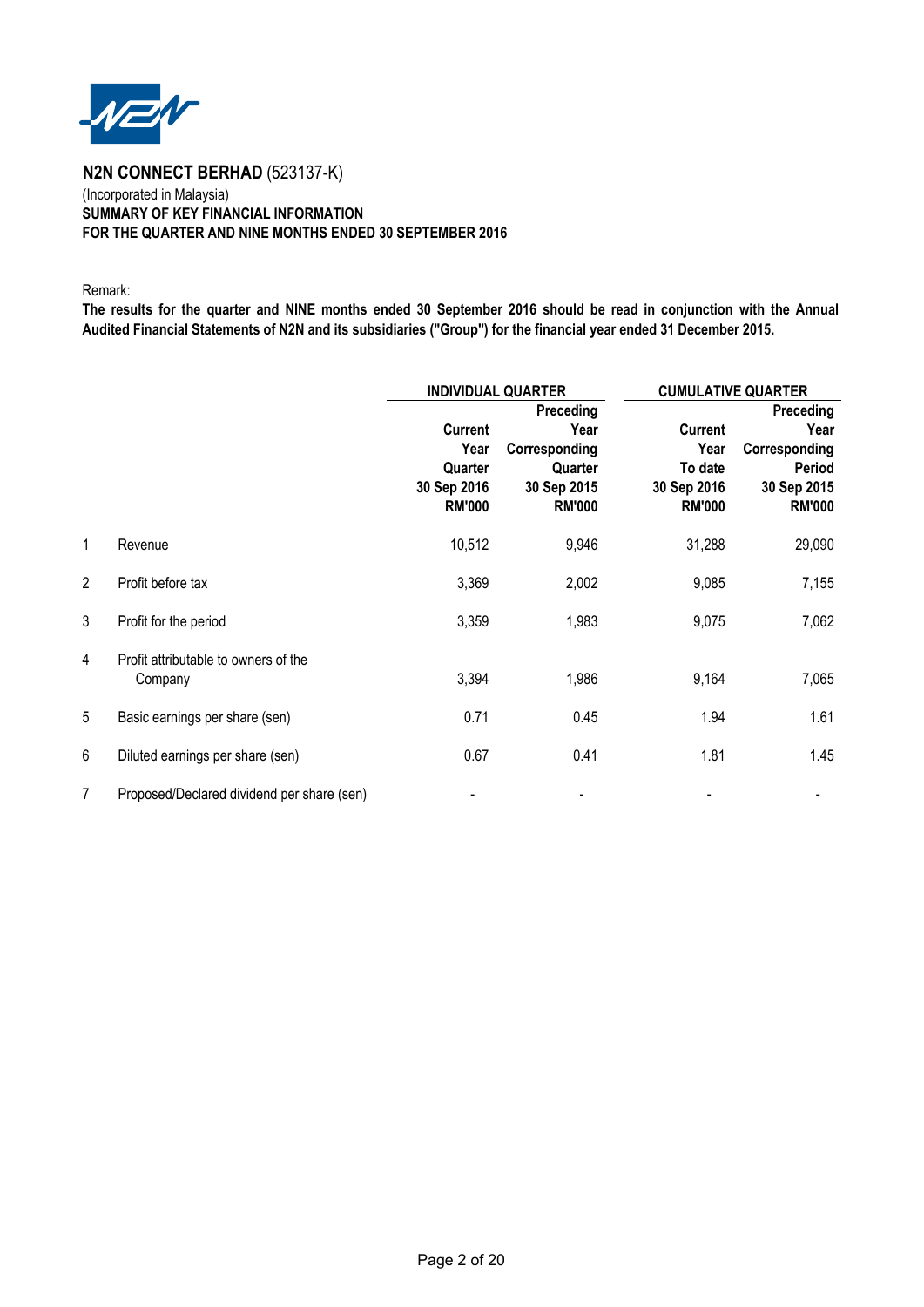**N2N CONNECT BERHAD** (523137-K)
(Incorporated in Malaysia)
**SUMMARY OF KEY FINANCIAL INFORMATION**
**FOR THE QUARTER AND NINE MONTHS ENDED 30 SEPTEMBER 2016**

Remark:
**The results for the quarter and NINE months ended 30 September 2016 should be read in conjunction with the Annual Audited Financial Statements of N2N and its subsidiaries ("Group") for the financial year ended 31 December 2015.**

| | | INDIVIDUAL QUARTER | | CUMULATIVE QUARTER | |
|---|---|---|---|---|---|
| | | Current Year Quarter 30 Sep 2016 RM'000 | Preceding Year Corresponding Quarter 30 Sep 2015 RM'000 | Current Year To date 30 Sep 2016 RM'000 | Preceding Year Corresponding Period 30 Sep 2015 RM'000 |
| 1 | Revenue | 10,512 | 9,946 | 31,288 | 29,090 |
| 2 | Profit before tax | 3,369 | 2,002 | 9,085 | 7,155 |
| 3 | Profit for the period | 3,359 | 1,983 | 9,075 | 7,062 |
| 4 | Profit attributable to owners of the Company | 3,394 | 1,986 | 9,164 | 7,065 |
| 5 | Basic earnings per share (sen) | 0.71 | 0.45 | 1.94 | 1.61 |
| 6 | Diluted earnings per share (sen) | 0.67 | 0.41 | 1.81 | 1.45 |
| 7 | Proposed/Declared dividend per share (sen) | - | - | - | - |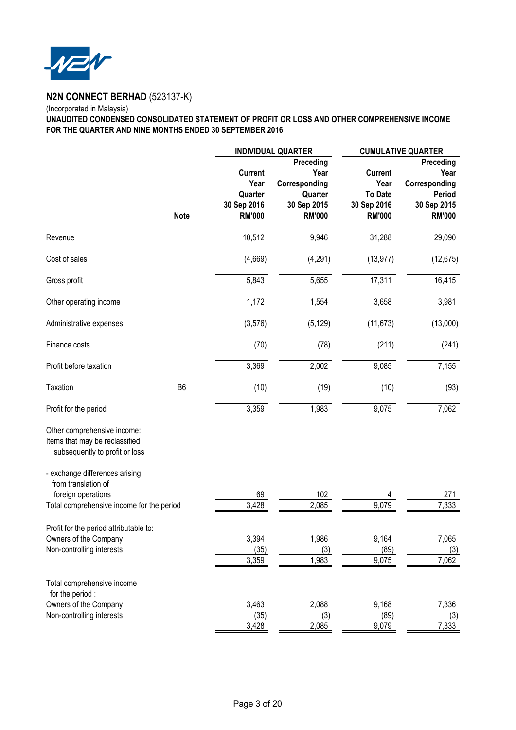**N2N CONNECT BERHAD** (523137-K)

(Incorporated in Malaysia)

**UNAUDITED CONDENSED CONSOLIDATED STATEMENT OF PROFIT OR LOSS AND OTHER COMPREHENSIVE INCOME FOR THE QUARTER AND NINE MONTHS ENDED 30 SEPTEMBER 2016**

| | Note | INDIVIDUAL QUARTER | | CUMULATIVE QUARTER | |
|---|---|---|---|---|---|
| | | Current Year Quarter 30 Sep 2016 RM'000 | Preceding Year Corresponding Quarter 30 Sep 2015 RM'000 | Current Year To Date 30 Sep 2016 RM'000 | Preceding Year Corresponding Period 30 Sep 2015 RM'000 |
| Revenue | | 10,512 | 9,946 | 31,288 | 29,090 |
| Cost of sales | | (4,669) | (4,291) | (13,977) | (12,675) |
| Gross profit | | 5,843 | 5,655 | 17,311 | 16,415 |
| Other operating income | | 1,172 | 1,554 | 3,658 | 3,981 |
| Administrative expenses | | (3,576) | (5,129) | (11,673) | (13,000) |
| Finance costs | | (70) | (78) | (211) | (241) |
| Profit before taxation | | 3,369 | 2,002 | 9,085 | 7,155 |
| Taxation | B6 | (10) | (19) | (10) | (93) |
| Profit for the period | | 3,359 | 1,983 | 9,075 | 7,062 |
| Other comprehensive income: Items that may be reclassified subsequently to profit or loss | | | | | |
| - exchange differences arising from translation of foreign operations | | 69 | 102 | 4 | 271 |
| Total comprehensive income for the period | | 3,428 | 2,085 | 9,079 | 7,333 |
| Profit for the period attributable to: | | | | | |
| Owners of the Company | | 3,394 | 1,986 | 9,164 | 7,065 |
| Non-controlling interests | | (35) | (3) | (89) | (3) |
| | | 3,359 | 1,983 | 9,075 | 7,062 |
| Total comprehensive income for the period : | | | | | |
| Owners of the Company | | 3,463 | 2,088 | 9,168 | 7,336 |
| Non-controlling interests | | (35) | (3) | (89) | (3) |
| | | 3,428 | 2,085 | 9,079 | 7,333 |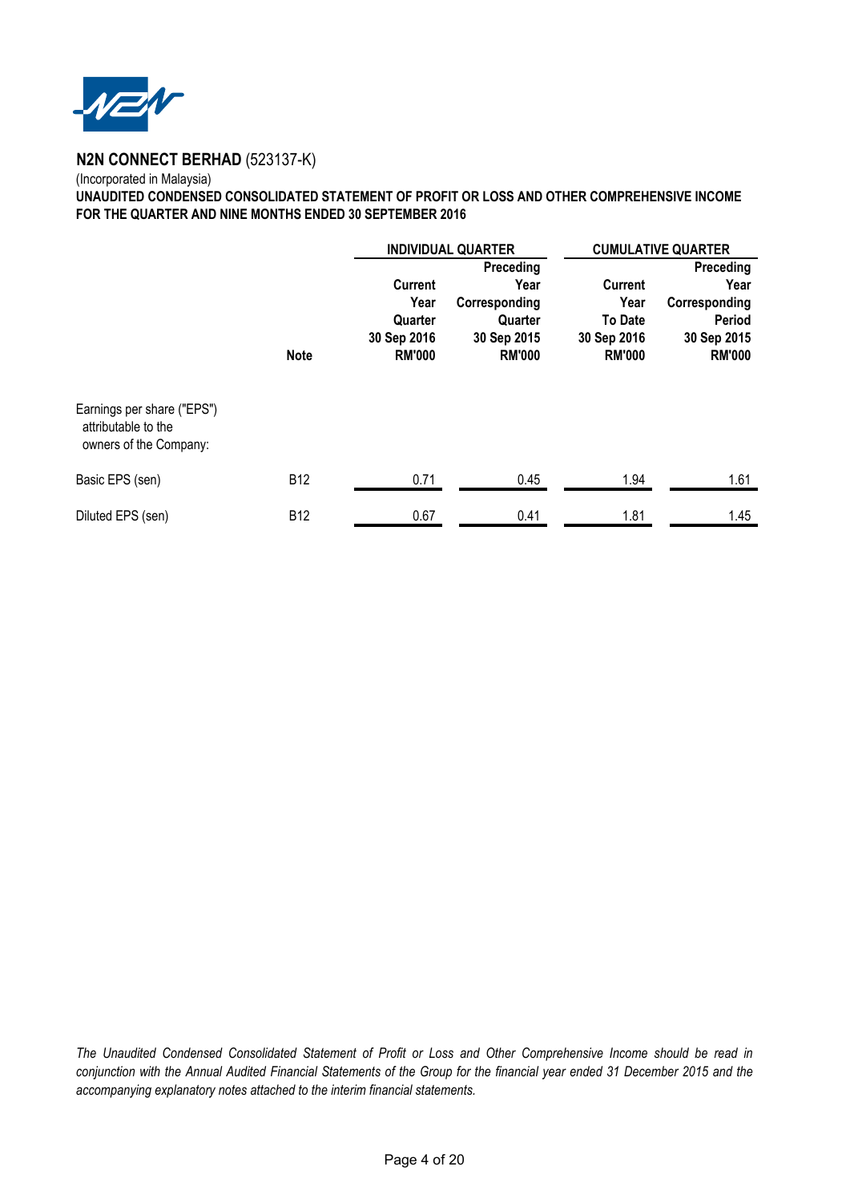**N2N CONNECT BERHAD** (523137-K)

(Incorporated in Malaysia)

**UNAUDITED CONDENSED CONSOLIDATED STATEMENT OF PROFIT OR LOSS AND OTHER COMPREHENSIVE INCOME FOR THE QUARTER AND NINE MONTHS ENDED 30 SEPTEMBER 2016**

| | | INDIVIDUAL QUARTER | | CUMULATIVE QUARTER | |
|---|---|---|---|---|---|
| | Note | Current Year Quarter 30 Sep 2016 RM'000 | Preceding Year Corresponding Quarter 30 Sep 2015 RM'000 | Current Year To Date 30 Sep 2016 RM'000 | Preceding Year Corresponding Period 30 Sep 2015 RM'000 |
| Earnings per share ("EPS") attributable to the owners of the Company: | | | | | |
| Basic EPS (sen) | B12 | 0.71 | 0.45 | 1.94 | 1.61 |
| Diluted EPS (sen) | B12 | 0.67 | 0.41 | 1.81 | 1.45 |

*The Unaudited Condensed Consolidated Statement of Profit or Loss and Other Comprehensive Income should be read in conjunction with the Annual Audited Financial Statements of the Group for the financial year ended 31 December 2015 and the accompanying explanatory notes attached to the interim financial statements.*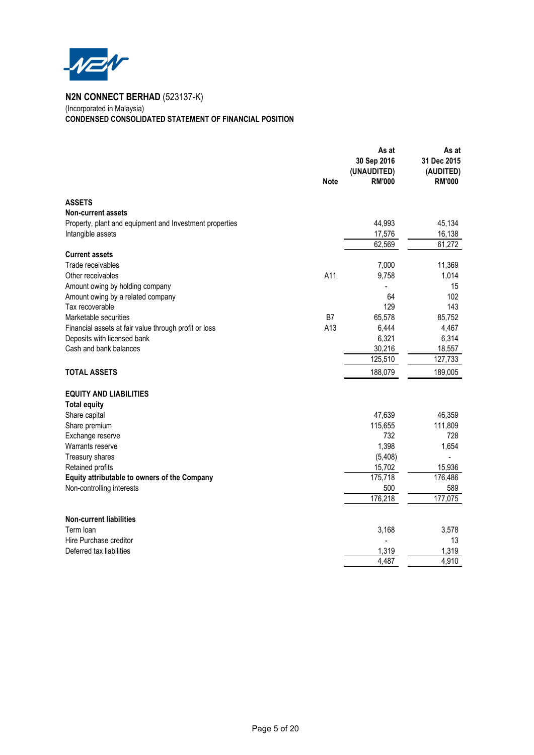**N2N CONNECT BERHAD** (523137-K)
(Incorporated in Malaysia)
**CONDENSED CONSOLIDATED STATEMENT OF FINANCIAL POSITION**

| | Note | As at 30 Sep 2016 (UNAUDITED) RM'000 | As at 31 Dec 2015 (AUDITED) RM'000 |
|---|---|---|---|
| **ASSETS** | | | |
| **Non-current assets** | | | |
| Property, plant and equipment and Investment properties | | 44,993 | 45,134 |
| Intangible assets | | 17,576 | 16,138 |
| | | 62,569 | 61,272 |
| **Current assets** | | | |
| Trade receivables | | 7,000 | 11,369 |
| Other receivables | A11 | 9,758 | 1,014 |
| Amount owing by holding company | | - | 15 |
| Amount owing by a related company | | 64 | 102 |
| Tax recoverable | | 129 | 143 |
| Marketable securities | B7 | 65,578 | 85,752 |
| Financial assets at fair value through profit or loss | A13 | 6,444 | 4,467 |
| Deposits with licensed bank | | 6,321 | 6,314 |
| Cash and bank balances | | 30,216 | 18,557 |
| | | 125,510 | 127,733 |
| **TOTAL ASSETS** | | 188,079 | 189,005 |
| **EQUITY AND LIABILITIES** | | | |
| **Total equity** | | | |
| Share capital | | 47,639 | 46,359 |
| Share premium | | 115,655 | 111,809 |
| Exchange reserve | | 732 | 728 |
| Warrants reserve | | 1,398 | 1,654 |
| Treasury shares | | (5,408) | - |
| Retained profits | | 15,702 | 15,936 |
| **Equity attributable to owners of the Company** | | 175,718 | 176,486 |
| Non-controlling interests | | 500 | 589 |
| | | 176,218 | 177,075 |
| **Non-current liabilities** | | | |
| Term loan | | 3,168 | 3,578 |
| Hire Purchase creditor | | - | 13 |
| Deferred tax liabilities | | 1,319 | 1,319 |
| | | 4,487 | 4,910 |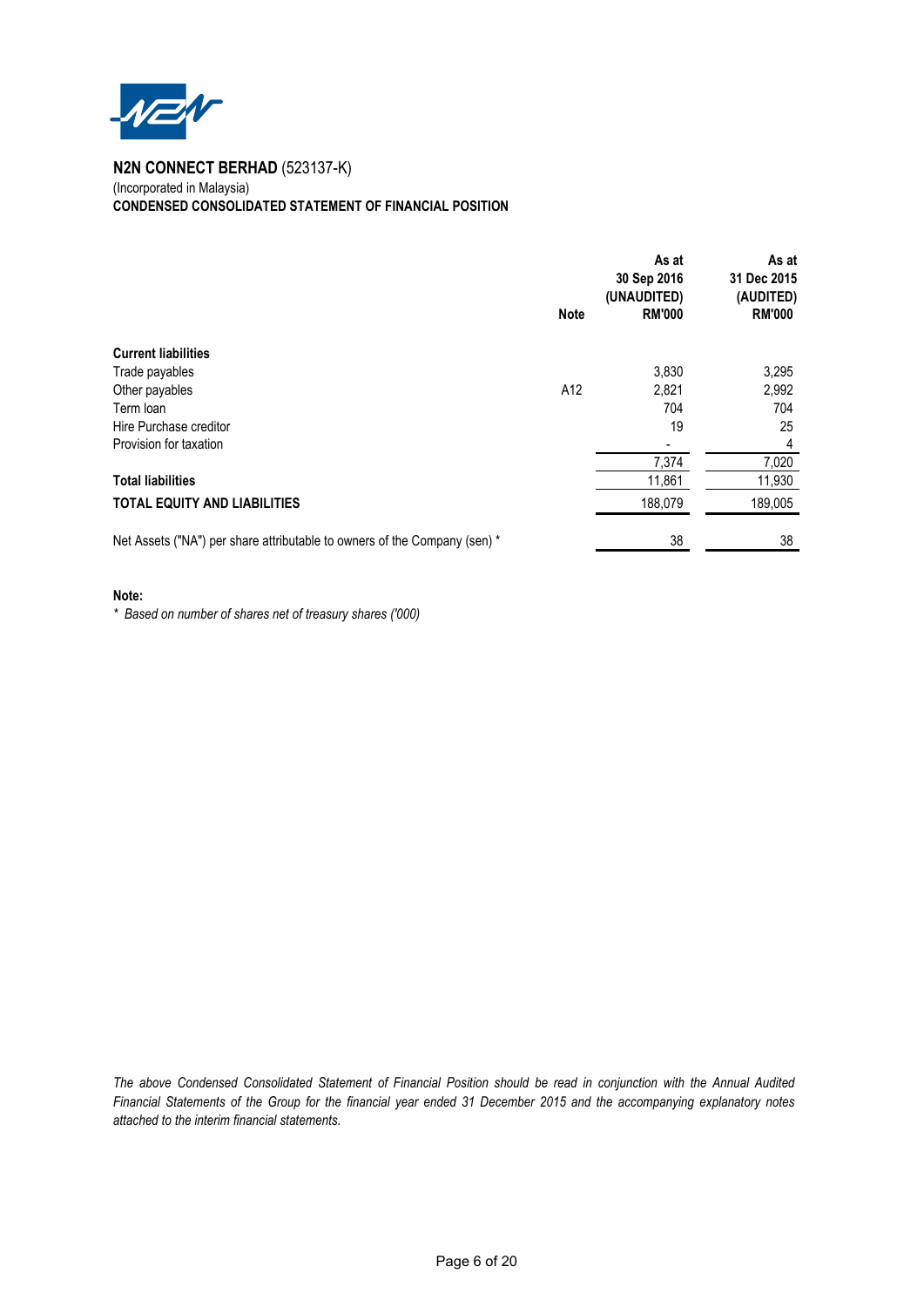**N2N CONNECT BERHAD** (523137-K)
(Incorporated in Malaysia)
**CONDENSED CONSOLIDATED STATEMENT OF FINANCIAL POSITION**

| | Note | As at 30 Sep 2016 (UNAUDITED) RM'000 | As at 31 Dec 2015 (AUDITED) RM'000 |
|---|---|---|---|
| **Current liabilities** | | | |
| Trade payables | | 3,830 | 3,295 |
| Other payables | A12 | 2,821 | 2,992 |
| Term loan | | 704 | 704 |
| Hire Purchase creditor | | 19 | 25 |
| Provision for taxation | | - | 4 |
| | | 7,374 | 7,020 |
| **Total liabilities** | | 11,861 | 11,930 |
| **TOTAL EQUITY AND LIABILITIES** | | 188,079 | 189,005 |
| Net Assets ("NA") per share attributable to owners of the Company (sen) * | | 38 | 38 |

**Note:**

\* *Based on number of shares net of treasury shares ('000)*

*The above Condensed Consolidated Statement of Financial Position should be read in conjunction with the Annual Audited Financial Statements of the Group for the financial year ended 31 December 2015 and the accompanying explanatory notes attached to the interim financial statements.*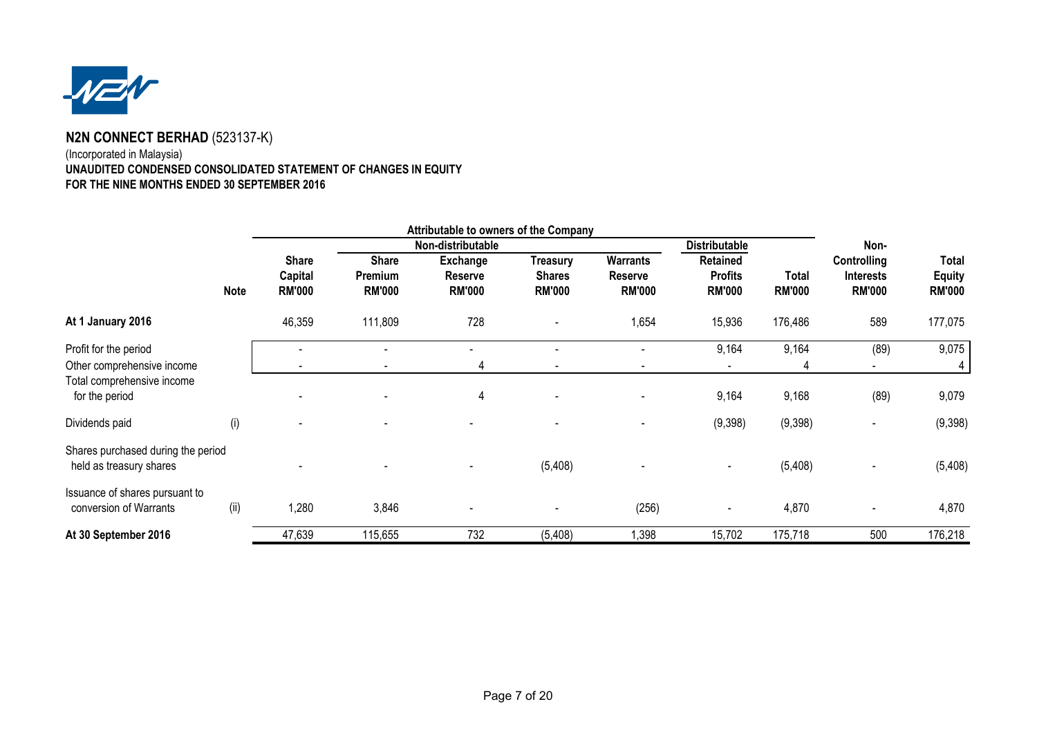**N2N CONNECT BERHAD** (523137-K)

(Incorporated in Malaysia)

**UNAUDITED CONDENSED CONSOLIDATED STATEMENT OF CHANGES IN EQUITY**

**FOR THE NINE MONTHS ENDED 30 SEPTEMBER 2016**

| | | Attributable to owners of the Company | | | | | | | | |
|---|---|---|---|---|---|---|---|---|---|---|
| | | Non-distributable | | | | | Distributable | | | |
| | Note | Share Capital RM'000 | Share Premium RM'000 | Exchange Reserve RM'000 | Treasury Shares RM'000 | Warrants Reserve RM'000 | Retained Profits RM'000 | Total RM'000 | Non-Controlling Interests RM'000 | Total Equity RM'000 |
| **At 1 January 2016** | | 46,359 | 111,809 | 728 | - | 1,654 | 15,936 | 176,486 | 589 | 177,075 |
| Profit for the period | | - | - | - | - | - | 9,164 | 9,164 | (89) | 9,075 |
| Other comprehensive income | | - | - | 4 | - | - | - | 4 | - | 4 |
| Total comprehensive income for the period | | - | - | 4 | - | - | 9,164 | 9,168 | (89) | 9,079 |
| Dividends paid | (i) | - | - | - | - | - | (9,398) | (9,398) | - | (9,398) |
| Shares purchased during the period held as treasury shares | | - | - | - | (5,408) | - | - | (5,408) | - | (5,408) |
| Issuance of shares pursuant to conversion of Warrants | (ii) | 1,280 | 3,846 | - | - | (256) | - | 4,870 | - | 4,870 |
| **At 30 September 2016** | | 47,639 | 115,655 | 732 | (5,408) | 1,398 | 15,702 | 175,718 | 500 | 176,218 |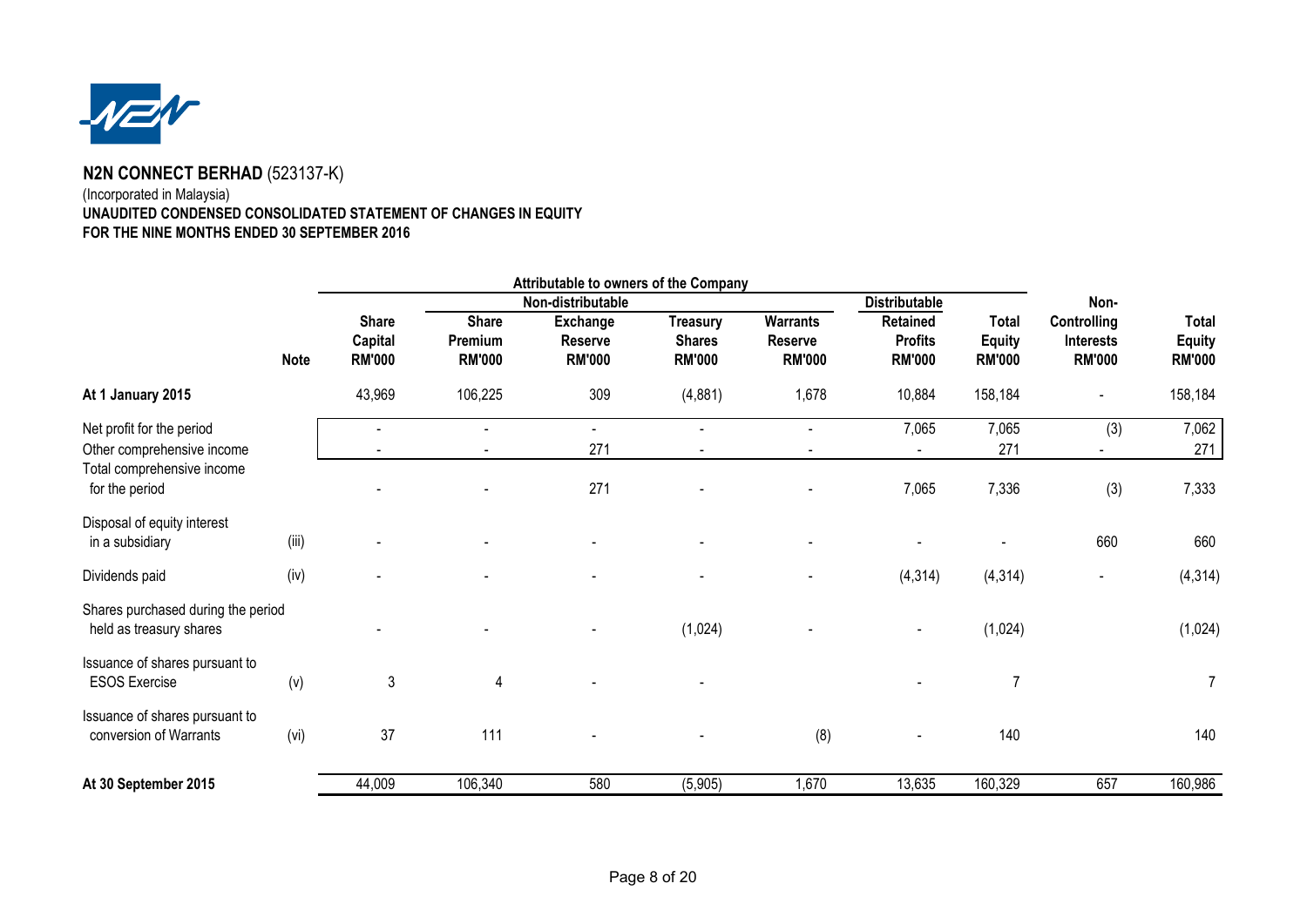**N2N CONNECT BERHAD** (523137-K)
(Incorporated in Malaysia)
**UNAUDITED CONDENSED CONSOLIDATED STATEMENT OF CHANGES IN EQUITY**
**FOR THE NINE MONTHS ENDED 30 SEPTEMBER 2016**

| | | Attributable to owners of the Company | | | | | | | | |
|---|---|---|---|---|---|---|---|---|---|---|
| | | Non-distributable | | | | | Distributable | | | |
| | Note | Share Capital RM'000 | Share Premium RM'000 | Exchange Reserve RM'000 | Treasury Shares RM'000 | Warrants Reserve RM'000 | Retained Profits RM'000 | Total Equity RM'000 | Non-Controlling Interests RM'000 | Total Equity RM'000 |
| **At 1 January 2015** | | 43,969 | 106,225 | 309 | (4,881) | 1,678 | 10,884 | 158,184 | - | 158,184 |
| Net profit for the period | | - | - | - | - | - | 7,065 | 7,065 | (3) | 7,062 |
| Other comprehensive income | | - | - | 271 | - | - | - | 271 | - | 271 |
| Total comprehensive income for the period | | - | - | 271 | - | - | 7,065 | 7,336 | (3) | 7,333 |
| Disposal of equity interest in a subsidiary | (iii) | - | - | - | - | - | - | - | 660 | 660 |
| Dividends paid | (iv) | - | - | - | - | - | (4,314) | (4,314) | - | (4,314) |
| Shares purchased during the period held as treasury shares | | - | - | - | (1,024) | - | - | (1,024) | | (1,024) |
| Issuance of shares pursuant to ESOS Exercise | (v) | 3 | 4 | - | - | | - | 7 | | 7 |
| Issuance of shares pursuant to conversion of Warrants | (vi) | 37 | 111 | - | - | (8) | - | 140 | | 140 |
| **At 30 September 2015** | | 44,009 | 106,340 | 580 | (5,905) | 1,670 | 13,635 | 160,329 | 657 | 160,986 |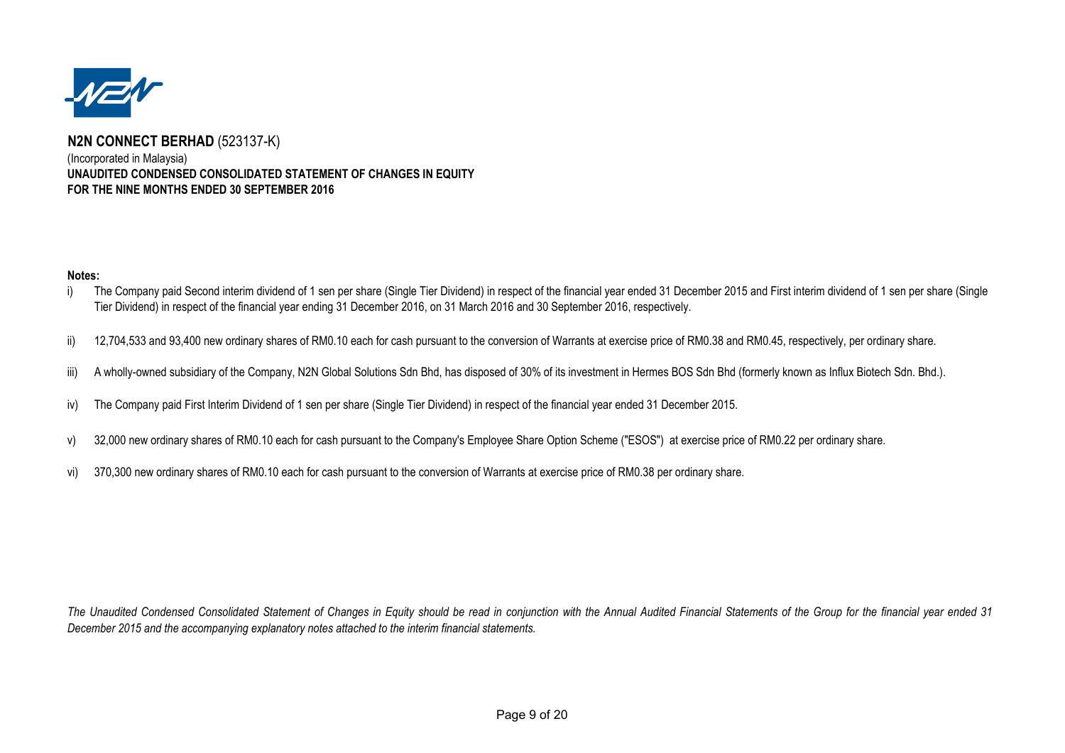**N2N CONNECT BERHAD** (523137-K)
(Incorporated in Malaysia)
**UNAUDITED CONDENSED CONSOLIDATED STATEMENT OF CHANGES IN EQUITY**
**FOR THE NINE MONTHS ENDED 30 SEPTEMBER 2016**

**Notes:**

i) The Company paid Second interim dividend of 1 sen per share (Single Tier Dividend) in respect of the financial year ended 31 December 2015 and First interim dividend of 1 sen per share (Single Tier Dividend) in respect of the financial year ending 31 December 2016, on 31 March 2016 and 30 September 2016, respectively.

ii) 12,704,533 and 93,400 new ordinary shares of RM0.10 each for cash pursuant to the conversion of Warrants at exercise price of RM0.38 and RM0.45, respectively, per ordinary share.

iii) A wholly-owned subsidiary of the Company, N2N Global Solutions Sdn Bhd, has disposed of 30% of its investment in Hermes BOS Sdn Bhd (formerly known as Influx Biotech Sdn. Bhd.).

iv) The Company paid First Interim Dividend of 1 sen per share (Single Tier Dividend) in respect of the financial year ended 31 December 2015.

v) 32,000 new ordinary shares of RM0.10 each for cash pursuant to the Company's Employee Share Option Scheme ("ESOS") at exercise price of RM0.22 per ordinary share.

vi) 370,300 new ordinary shares of RM0.10 each for cash pursuant to the conversion of Warrants at exercise price of RM0.38 per ordinary share.

*The Unaudited Condensed Consolidated Statement of Changes in Equity should be read in conjunction with the Annual Audited Financial Statements of the Group for the financial year ended 31 December 2015 and the accompanying explanatory notes attached to the interim financial statements.*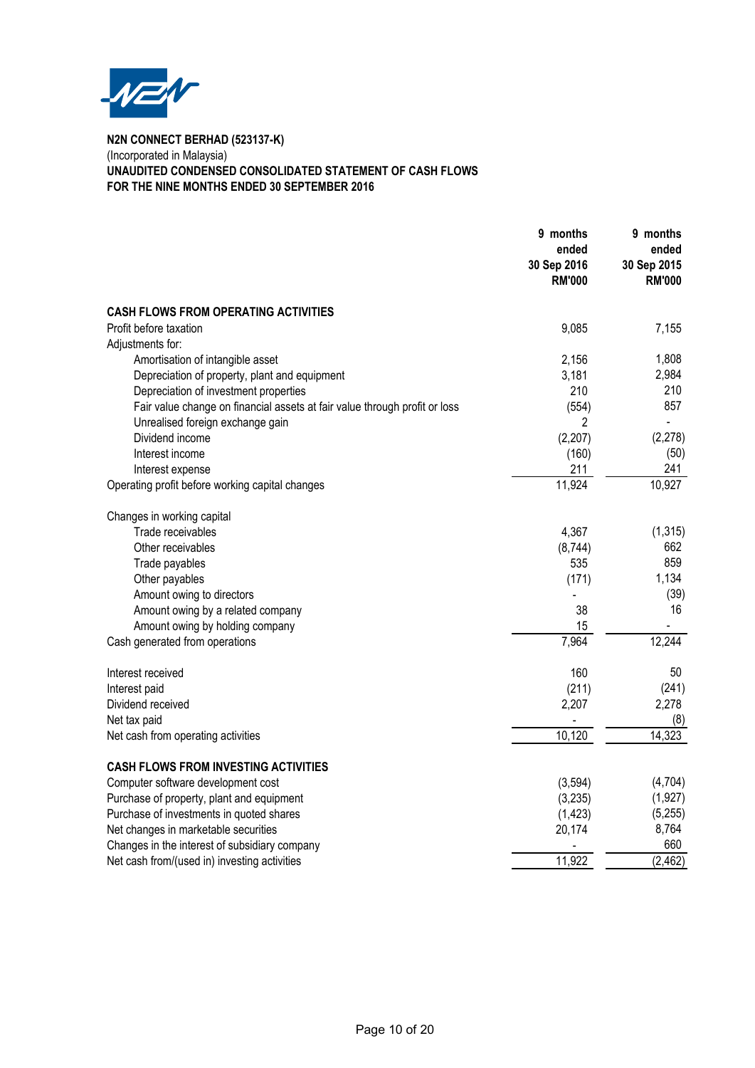**N2N CONNECT BERHAD (523137-K)**
(Incorporated in Malaysia)
**UNAUDITED CONDENSED CONSOLIDATED STATEMENT OF CASH FLOWS**
**FOR THE NINE MONTHS ENDED 30 SEPTEMBER 2016**

| | 9 months ended 30 Sep 2016 RM'000 | 9 months ended 30 Sep 2015 RM'000 |
|---|---|---|
| **CASH FLOWS FROM OPERATING ACTIVITIES** | | |
| Profit before taxation | 9,085 | 7,155 |
| Adjustments for: | | |
| Amortisation of intangible asset | 2,156 | 1,808 |
| Depreciation of property, plant and equipment | 3,181 | 2,984 |
| Depreciation of investment properties | 210 | 210 |
| Fair value change on financial assets at fair value through profit or loss | (554) | 857 |
| Unrealised foreign exchange gain | 2 | - |
| Dividend income | (2,207) | (2,278) |
| Interest income | (160) | (50) |
| Interest expense | 211 | 241 |
| Operating profit before working capital changes | 11,924 | 10,927 |
| | | |
| Changes in working capital | | |
| Trade receivables | 4,367 | (1,315) |
| Other receivables | (8,744) | 662 |
| Trade payables | 535 | 859 |
| Other payables | (171) | 1,134 |
| Amount owing to directors | - | (39) |
| Amount owing by a related company | 38 | 16 |
| Amount owing by holding company | 15 | - |
| Cash generated from operations | 7,964 | 12,244 |
| | | |
| Interest received | 160 | 50 |
| Interest paid | (211) | (241) |
| Dividend received | 2,207 | 2,278 |
| Net tax paid | - | (8) |
| Net cash from operating activities | 10,120 | 14,323 |
| | | |
| **CASH FLOWS FROM INVESTING ACTIVITIES** | | |
| Computer software development cost | (3,594) | (4,704) |
| Purchase of property, plant and equipment | (3,235) | (1,927) |
| Purchase of investments in quoted shares | (1,423) | (5,255) |
| Net changes in marketable securities | 20,174 | 8,764 |
| Changes in the interest of subsidiary company | - | 660 |
| Net cash from/(used in) investing activities | 11,922 | (2,462) |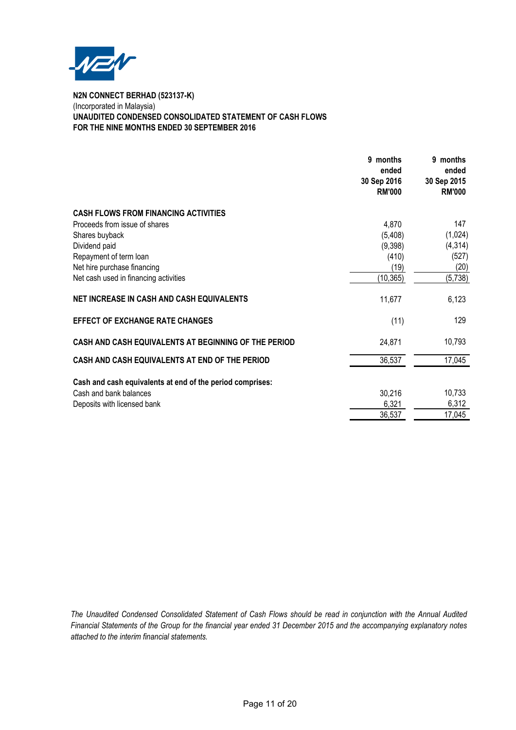**N2N CONNECT BERHAD (523137-K)**
(Incorporated in Malaysia)
**UNAUDITED CONDENSED CONSOLIDATED STATEMENT OF CASH FLOWS**
**FOR THE NINE MONTHS ENDED 30 SEPTEMBER 2016**

| | 9 months ended 30 Sep 2016 RM'000 | 9 months ended 30 Sep 2015 RM'000 |
|---|---|---|
| **CASH FLOWS FROM FINANCING ACTIVITIES** | | |
| Proceeds from issue of shares | 4,870 | 147 |
| Shares buyback | (5,408) | (1,024) |
| Dividend paid | (9,398) | (4,314) |
| Repayment of term loan | (410) | (527) |
| Net hire purchase financing | (19) | (20) |
| Net cash used in financing activities | (10,365) | (5,738) |
| **NET INCREASE IN CASH AND CASH EQUIVALENTS** | 11,677 | 6,123 |
| **EFFECT OF EXCHANGE RATE CHANGES** | (11) | 129 |
| **CASH AND CASH EQUIVALENTS AT BEGINNING OF THE PERIOD** | 24,871 | 10,793 |
| **CASH AND CASH EQUIVALENTS AT END OF THE PERIOD** | 36,537 | 17,045 |
| **Cash and cash equivalents at end of the period comprises:** | | |
| Cash and bank balances | 30,216 | 10,733 |
| Deposits with licensed bank | 6,321 | 6,312 |
| | 36,537 | 17,045 |

*The Unaudited Condensed Consolidated Statement of Cash Flows should be read in conjunction with the Annual Audited Financial Statements of the Group for the financial year ended 31 December 2015 and the accompanying explanatory notes attached to the interim financial statements.*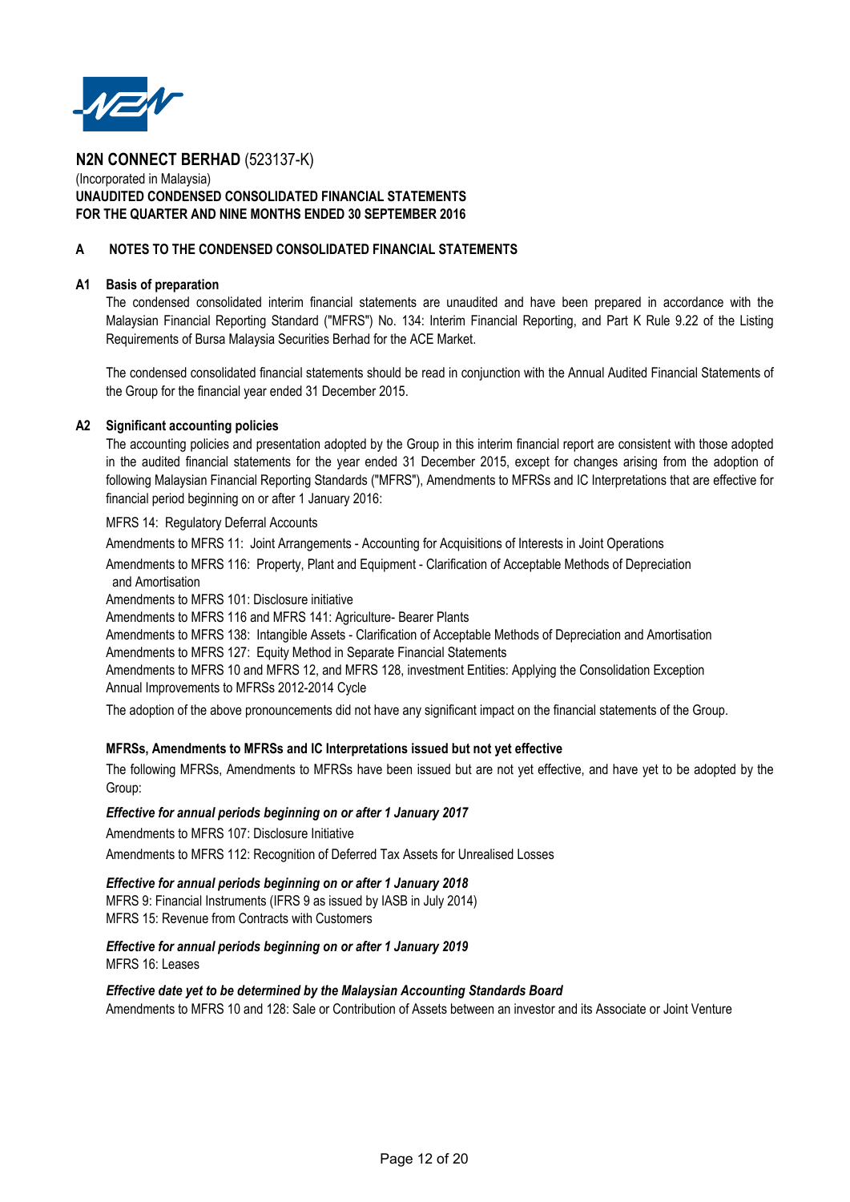**N2N CONNECT BERHAD** (523137-K)
(Incorporated in Malaysia)
**UNAUDITED CONDENSED CONSOLIDATED FINANCIAL STATEMENTS**
**FOR THE QUARTER AND NINE MONTHS ENDED 30 SEPTEMBER 2016**

## A NOTES TO THE CONDENSED CONSOLIDATED FINANCIAL STATEMENTS

### A1 Basis of preparation

The condensed consolidated interim financial statements are unaudited and have been prepared in accordance with the Malaysian Financial Reporting Standard ("MFRS") No. 134: Interim Financial Reporting, and Part K Rule 9.22 of the Listing Requirements of Bursa Malaysia Securities Berhad for the ACE Market.

The condensed consolidated financial statements should be read in conjunction with the Annual Audited Financial Statements of the Group for the financial year ended 31 December 2015.

### A2 Significant accounting policies

The accounting policies and presentation adopted by the Group in this interim financial report are consistent with those adopted in the audited financial statements for the year ended 31 December 2015, except for changes arising from the adoption of following Malaysian Financial Reporting Standards ("MFRS"), Amendments to MFRSs and IC Interpretations that are effective for financial period beginning on or after 1 January 2016:

MFRS 14: Regulatory Deferral Accounts

Amendments to MFRS 11: Joint Arrangements - Accounting for Acquisitions of Interests in Joint Operations

Amendments to MFRS 116: Property, Plant and Equipment - Clarification of Acceptable Methods of Depreciation and Amortisation

Amendments to MFRS 101: Disclosure initiative

Amendments to MFRS 116 and MFRS 141: Agriculture- Bearer Plants

Amendments to MFRS 138: Intangible Assets - Clarification of Acceptable Methods of Depreciation and Amortisation

Amendments to MFRS 127: Equity Method in Separate Financial Statements

Amendments to MFRS 10 and MFRS 12, and MFRS 128, investment Entities: Applying the Consolidation Exception

Annual Improvements to MFRSs 2012-2014 Cycle

The adoption of the above pronouncements did not have any significant impact on the financial statements of the Group.

**MFRSs, Amendments to MFRSs and IC Interpretations issued but not yet effective**

The following MFRSs, Amendments to MFRSs have been issued but are not yet effective, and have yet to be adopted by the Group:

***Effective for annual periods beginning on or after 1 January 2017***

Amendments to MFRS 107: Disclosure Initiative

Amendments to MFRS 112: Recognition of Deferred Tax Assets for Unrealised Losses

***Effective for annual periods beginning on or after 1 January 2018***

MFRS 9: Financial Instruments (IFRS 9 as issued by IASB in July 2014)

MFRS 15: Revenue from Contracts with Customers

***Effective for annual periods beginning on or after 1 January 2019***

MFRS 16: Leases

***Effective date yet to be determined by the Malaysian Accounting Standards Board***

Amendments to MFRS 10 and 128: Sale or Contribution of Assets between an investor and its Associate or Joint Venture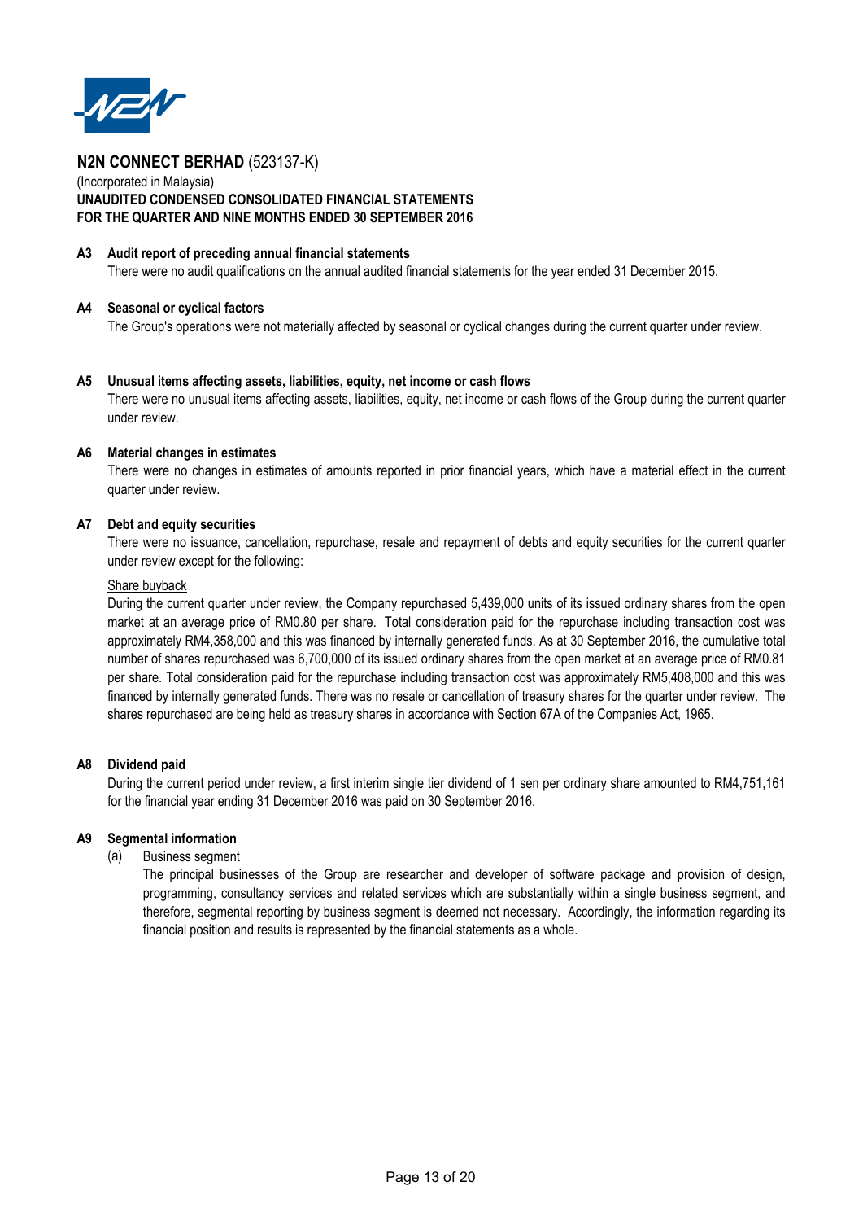**N2N CONNECT BERHAD** (523137-K)
(Incorporated in Malaysia)
**UNAUDITED CONDENSED CONSOLIDATED FINANCIAL STATEMENTS**
**FOR THE QUARTER AND NINE MONTHS ENDED 30 SEPTEMBER 2016**

### A3 Audit report of preceding annual financial statements

There were no audit qualifications on the annual audited financial statements for the year ended 31 December 2015.

### A4 Seasonal or cyclical factors

The Group's operations were not materially affected by seasonal or cyclical changes during the current quarter under review.

### A5 Unusual items affecting assets, liabilities, equity, net income or cash flows

There were no unusual items affecting assets, liabilities, equity, net income or cash flows of the Group during the current quarter under review.

### A6 Material changes in estimates

There were no changes in estimates of amounts reported in prior financial years, which have a material effect in the current quarter under review.

### A7 Debt and equity securities

There were no issuance, cancellation, repurchase, resale and repayment of debts and equity securities for the current quarter under review except for the following:

Share buyback

During the current quarter under review, the Company repurchased 5,439,000 units of its issued ordinary shares from the open market at an average price of RM0.80 per share. Total consideration paid for the repurchase including transaction cost was approximately RM4,358,000 and this was financed by internally generated funds. As at 30 September 2016, the cumulative total number of shares repurchased was 6,700,000 of its issued ordinary shares from the open market at an average price of RM0.81 per share. Total consideration paid for the repurchase including transaction cost was approximately RM5,408,000 and this was financed by internally generated funds. There was no resale or cancellation of treasury shares for the quarter under review. The shares repurchased are being held as treasury shares in accordance with Section 67A of the Companies Act, 1965.

### A8 Dividend paid

During the current period under review, a first interim single tier dividend of 1 sen per ordinary share amounted to RM4,751,161 for the financial year ending 31 December 2016 was paid on 30 September 2016.

### A9 Segmental information

(a) Business segment

The principal businesses of the Group are researcher and developer of software package and provision of design, programming, consultancy services and related services which are substantially within a single business segment, and therefore, segmental reporting by business segment is deemed not necessary. Accordingly, the information regarding its financial position and results is represented by the financial statements as a whole.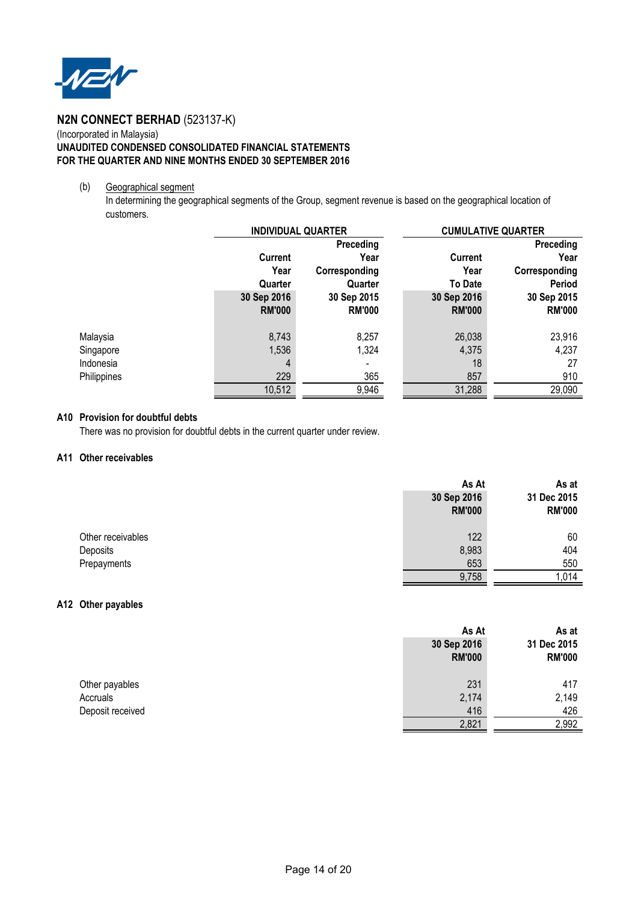**N2N CONNECT BERHAD** (523137-K)
(Incorporated in Malaysia)
**UNAUDITED CONDENSED CONSOLIDATED FINANCIAL STATEMENTS**
**FOR THE QUARTER AND NINE MONTHS ENDED 30 SEPTEMBER 2016**

(b) Geographical segment

In determining the geographical segments of the Group, segment revenue is based on the geographical location of customers.

| | INDIVIDUAL QUARTER | | CUMULATIVE QUARTER | |
|---|---|---|---|---|
| | Current Year Quarter | Preceding Year Corresponding Quarter | Current Year To Date | Preceding Year Corresponding Period |
| | 30 Sep 2016 | 30 Sep 2015 | 30 Sep 2016 | 30 Sep 2015 |
| | RM'000 | RM'000 | RM'000 | RM'000 |
| Malaysia | 8,743 | 8,257 | 26,038 | 23,916 |
| Singapore | 1,536 | 1,324 | 4,375 | 4,237 |
| Indonesia | 4 | - | 18 | 27 |
| Philippines | 229 | 365 | 857 | 910 |
| | 10,512 | 9,946 | 31,288 | 29,090 |

### A10 Provision for doubtful debts

There was no provision for doubtful debts in the current quarter under review.

### A11 Other receivables

| | As At 30 Sep 2016 RM'000 | As at 31 Dec 2015 RM'000 |
|---|---|---|
| Other receivables | 122 | 60 |
| Deposits | 8,983 | 404 |
| Prepayments | 653 | 550 |
| | 9,758 | 1,014 |

### A12 Other payables

| | As At 30 Sep 2016 RM'000 | As at 31 Dec 2015 RM'000 |
|---|---|---|
| Other payables | 231 | 417 |
| Accruals | 2,174 | 2,149 |
| Deposit received | 416 | 426 |
| | 2,821 | 2,992 |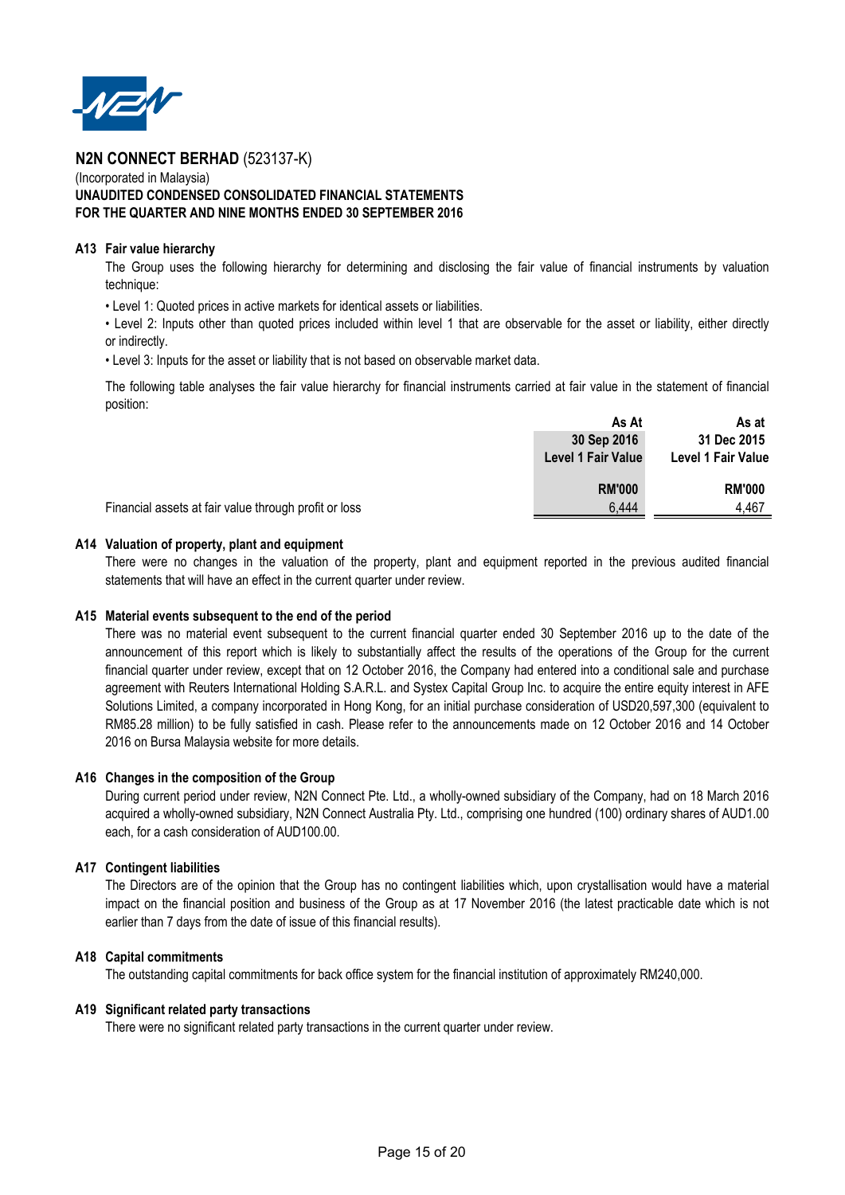**N2N CONNECT BERHAD** (523137-K)

(Incorporated in Malaysia)

**UNAUDITED CONDENSED CONSOLIDATED FINANCIAL STATEMENTS**
**FOR THE QUARTER AND NINE MONTHS ENDED 30 SEPTEMBER 2016**

### A13 Fair value hierarchy

The Group uses the following hierarchy for determining and disclosing the fair value of financial instruments by valuation technique:

• Level 1: Quoted prices in active markets for identical assets or liabilities.

• Level 2: Inputs other than quoted prices included within level 1 that are observable for the asset or liability, either directly or indirectly.

• Level 3: Inputs for the asset or liability that is not based on observable market data.

The following table analyses the fair value hierarchy for financial instruments carried at fair value in the statement of financial position:

| | As At 30 Sep 2016 Level 1 Fair Value | As at 31 Dec 2015 Level 1 Fair Value |
|---|---|---|
| | RM'000 | RM'000 |
| Financial assets at fair value through profit or loss | 6,444 | 4,467 |

### A14 Valuation of property, plant and equipment

There were no changes in the valuation of the property, plant and equipment reported in the previous audited financial statements that will have an effect in the current quarter under review.

### A15 Material events subsequent to the end of the period

There was no material event subsequent to the current financial quarter ended 30 September 2016 up to the date of the announcement of this report which is likely to substantially affect the results of the operations of the Group for the current financial quarter under review, except that on 12 October 2016, the Company had entered into a conditional sale and purchase agreement with Reuters International Holding S.A.R.L. and Systex Capital Group Inc. to acquire the entire equity interest in AFE Solutions Limited, a company incorporated in Hong Kong, for an initial purchase consideration of USD20,597,300 (equivalent to RM85.28 million) to be fully satisfied in cash. Please refer to the announcements made on 12 October 2016 and 14 October 2016 on Bursa Malaysia website for more details.

### A16 Changes in the composition of the Group

During current period under review, N2N Connect Pte. Ltd., a wholly-owned subsidiary of the Company, had on 18 March 2016 acquired a wholly-owned subsidiary, N2N Connect Australia Pty. Ltd., comprising one hundred (100) ordinary shares of AUD1.00 each, for a cash consideration of AUD100.00.

### A17 Contingent liabilities

The Directors are of the opinion that the Group has no contingent liabilities which, upon crystallisation would have a material impact on the financial position and business of the Group as at 17 November 2016 (the latest practicable date which is not earlier than 7 days from the date of issue of this financial results).

### A18 Capital commitments

The outstanding capital commitments for back office system for the financial institution of approximately RM240,000.

### A19 Significant related party transactions

There were no significant related party transactions in the current quarter under review.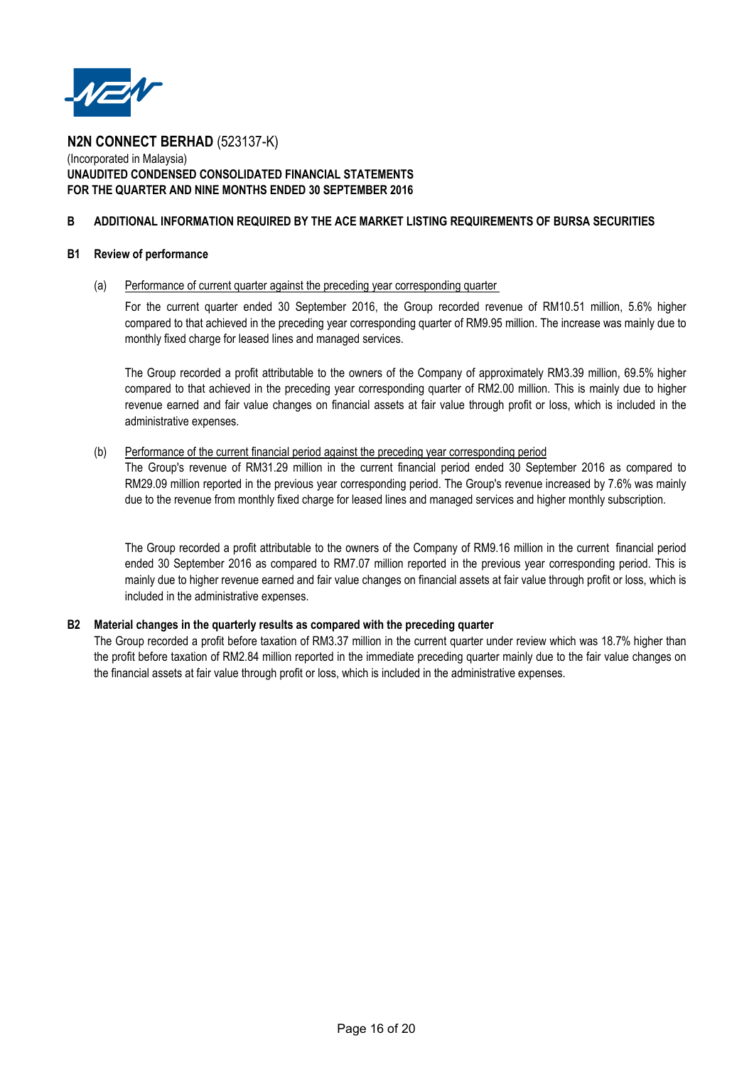**N2N CONNECT BERHAD** (523137-K)
(Incorporated in Malaysia)
**UNAUDITED CONDENSED CONSOLIDATED FINANCIAL STATEMENTS**
**FOR THE QUARTER AND NINE MONTHS ENDED 30 SEPTEMBER 2016**

## B ADDITIONAL INFORMATION REQUIRED BY THE ACE MARKET LISTING REQUIREMENTS OF BURSA SECURITIES

### B1 Review of performance

(a) Performance of current quarter against the preceding year corresponding quarter

For the current quarter ended 30 September 2016, the Group recorded revenue of RM10.51 million, 5.6% higher compared to that achieved in the preceding year corresponding quarter of RM9.95 million. The increase was mainly due to monthly fixed charge for leased lines and managed services.

The Group recorded a profit attributable to the owners of the Company of approximately RM3.39 million, 69.5% higher compared to that achieved in the preceding year corresponding quarter of RM2.00 million. This is mainly due to higher revenue earned and fair value changes on financial assets at fair value through profit or loss, which is included in the administrative expenses.

(b) Performance of the current financial period against the preceding year corresponding period

The Group's revenue of RM31.29 million in the current financial period ended 30 September 2016 as compared to RM29.09 million reported in the previous year corresponding period. The Group's revenue increased by 7.6% was mainly due to the revenue from monthly fixed charge for leased lines and managed services and higher monthly subscription.

The Group recorded a profit attributable to the owners of the Company of RM9.16 million in the current financial period ended 30 September 2016 as compared to RM7.07 million reported in the previous year corresponding period. This is mainly due to higher revenue earned and fair value changes on financial assets at fair value through profit or loss, which is included in the administrative expenses.

### B2 Material changes in the quarterly results as compared with the preceding quarter

The Group recorded a profit before taxation of RM3.37 million in the current quarter under review which was 18.7% higher than the profit before taxation of RM2.84 million reported in the immediate preceding quarter mainly due to the fair value changes on the financial assets at fair value through profit or loss, which is included in the administrative expenses.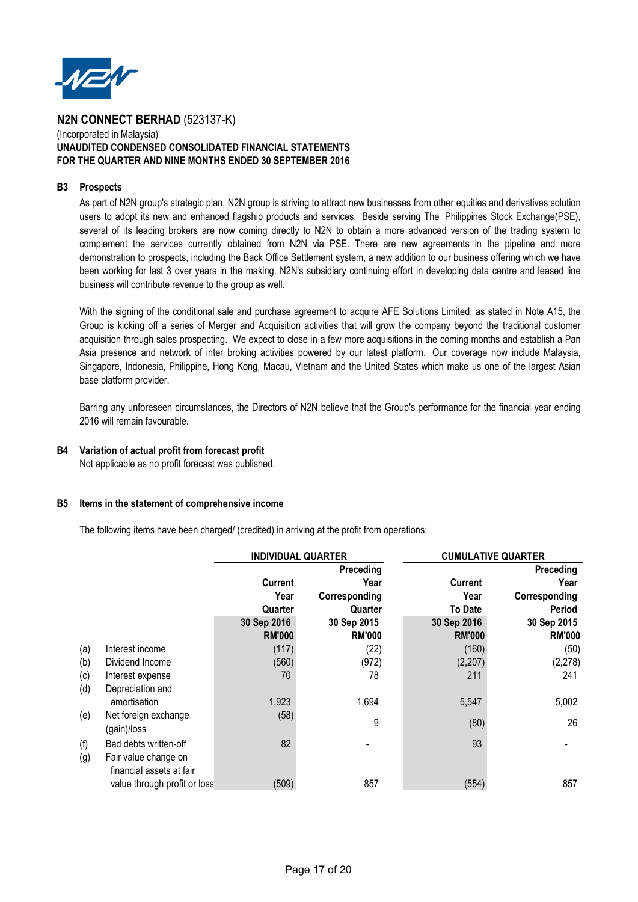**N2N CONNECT BERHAD** (523137-K)
(Incorporated in Malaysia)
**UNAUDITED CONDENSED CONSOLIDATED FINANCIAL STATEMENTS**
**FOR THE QUARTER AND NINE MONTHS ENDED 30 SEPTEMBER 2016**

### B3 Prospects

As part of N2N group's strategic plan, N2N group is striving to attract new businesses from other equities and derivatives solution users to adopt its new and enhanced flagship products and services. Beside serving The Philippines Stock Exchange(PSE), several of its leading brokers are now coming directly to N2N to obtain a more advanced version of the trading system to complement the services currently obtained from N2N via PSE. There are new agreements in the pipeline and more demonstration to prospects, including the Back Office Settlement system, a new addition to our business offering which we have been working for last 3 over years in the making. N2N's subsidiary continuing effort in developing data centre and leased line business will contribute revenue to the group as well.

With the signing of the conditional sale and purchase agreement to acquire AFE Solutions Limited, as stated in Note A15, the Group is kicking off a series of Merger and Acquisition activities that will grow the company beyond the traditional customer acquisition through sales prospecting. We expect to close in a few more acquisitions in the coming months and establish a Pan Asia presence and network of inter broking activities powered by our latest platform. Our coverage now include Malaysia, Singapore, Indonesia, Philippine, Hong Kong, Macau, Vietnam and the United States which make us one of the largest Asian base platform provider.

Barring any unforeseen circumstances, the Directors of N2N believe that the Group's performance for the financial year ending 2016 will remain favourable.

### B4 Variation of actual profit from forecast profit

Not applicable as no profit forecast was published.

### B5 Items in the statement of comprehensive income

The following items have been charged/ (credited) in arriving at the profit from operations:

| | | INDIVIDUAL QUARTER | | CUMULATIVE QUARTER | |
|---|---|---|---|---|---|
| | | Current Year Quarter | Preceding Year Corresponding Quarter | Current Year To Date | Preceding Year Corresponding Period |
| | | 30 Sep 2016 | 30 Sep 2015 | 30 Sep 2016 | 30 Sep 2015 |
| | | RM'000 | RM'000 | RM'000 | RM'000 |
| (a) | Interest income | (117) | (22) | (160) | (50) |
| (b) | Dividend Income | (560) | (972) | (2,207) | (2,278) |
| (c) | Interest expense | 70 | 78 | 211 | 241 |
| (d) | Depreciation and amortisation | 1,923 | 1,694 | 5,547 | 5,002 |
| (e) | Net foreign exchange (gain)/loss | (58) | 9 | (80) | 26 |
| (f) | Bad debts written-off | 82 | - | 93 | - |
| (g) | Fair value change on financial assets at fair value through profit or loss | (509) | 857 | (554) | 857 |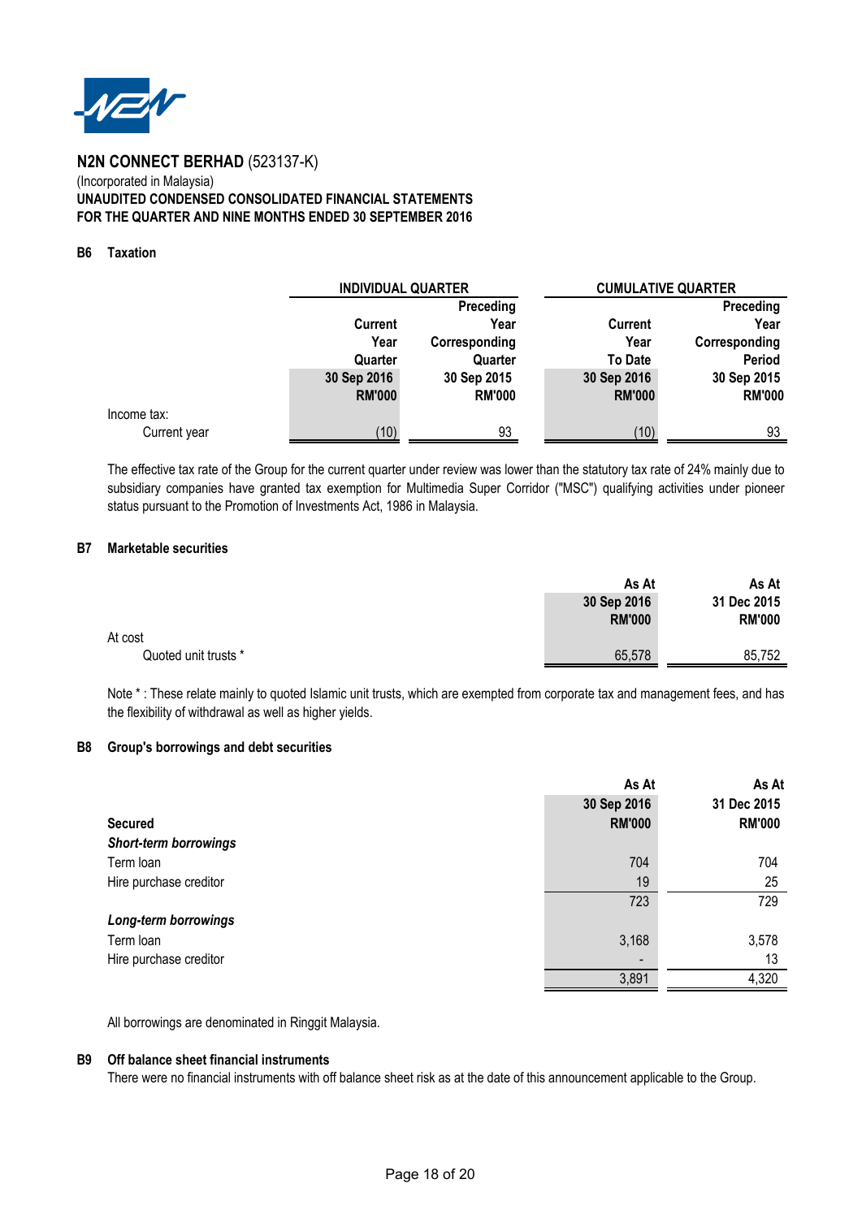**N2N CONNECT BERHAD** (523137-K)
(Incorporated in Malaysia)
**UNAUDITED CONDENSED CONSOLIDATED FINANCIAL STATEMENTS**
**FOR THE QUARTER AND NINE MONTHS ENDED 30 SEPTEMBER 2016**

### B6 Taxation

| | INDIVIDUAL QUARTER | | CUMULATIVE QUARTER | |
|---|---|---|---|---|
| | Current Year Quarter 30 Sep 2016 RM'000 | Preceding Year Corresponding Quarter 30 Sep 2015 RM'000 | Current Year To Date 30 Sep 2016 RM'000 | Preceding Year Corresponding Period 30 Sep 2015 RM'000 |
| Income tax: | | | | |
| Current year | (10) | 93 | (10) | 93 |

The effective tax rate of the Group for the current quarter under review was lower than the statutory tax rate of 24% mainly due to subsidiary companies have granted tax exemption for Multimedia Super Corridor ("MSC") qualifying activities under pioneer status pursuant to the Promotion of Investments Act, 1986 in Malaysia.

### B7 Marketable securities

| | As At 30 Sep 2016 RM'000 | As At 31 Dec 2015 RM'000 |
|---|---|---|
| At cost | | |
| Quoted unit trusts * | 65,578 | 85,752 |

Note * : These relate mainly to quoted Islamic unit trusts, which are exempted from corporate tax and management fees, and has the flexibility of withdrawal as well as higher yields.

### B8 Group's borrowings and debt securities

| | As At 30 Sep 2016 | As At 31 Dec 2015 |
|---|---|---|
| **Secured** | **RM'000** | **RM'000** |
| ***Short-term borrowings*** | | |
| Term loan | 704 | 704 |
| Hire purchase creditor | 19 | 25 |
| | 723 | 729 |
| ***Long-term borrowings*** | | |
| Term loan | 3,168 | 3,578 |
| Hire purchase creditor | - | 13 |
| | 3,891 | 4,320 |

All borrowings are denominated in Ringgit Malaysia.

### B9 Off balance sheet financial instruments

There were no financial instruments with off balance sheet risk as at the date of this announcement applicable to the Group.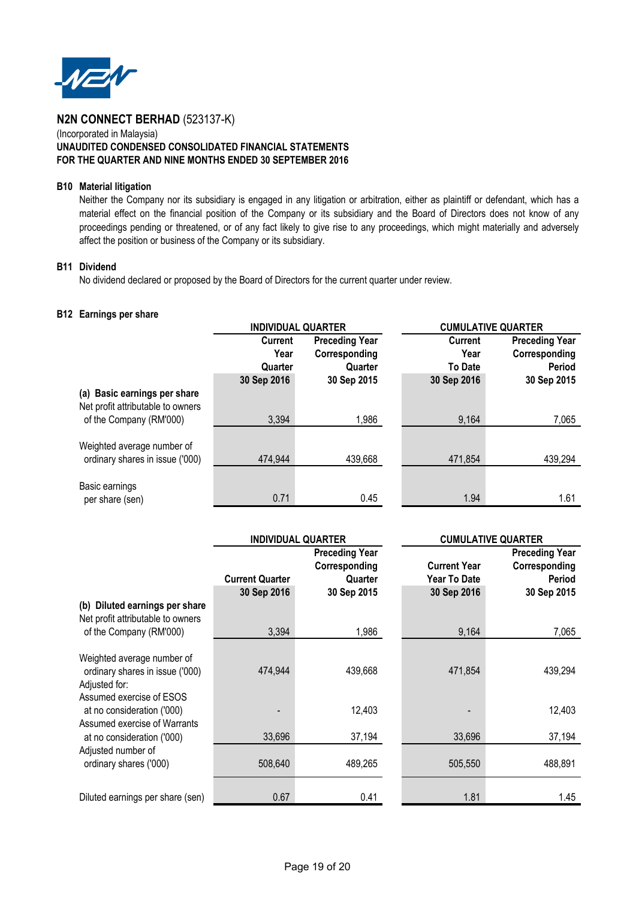**N2N CONNECT BERHAD** (523137-K)

(Incorporated in Malaysia)

**UNAUDITED CONDENSED CONSOLIDATED FINANCIAL STATEMENTS**
**FOR THE QUARTER AND NINE MONTHS ENDED 30 SEPTEMBER 2016**

### B10 Material litigation

Neither the Company nor its subsidiary is engaged in any litigation or arbitration, either as plaintiff or defendant, which has a material effect on the financial position of the Company or its subsidiary and the Board of Directors does not know of any proceedings pending or threatened, or of any fact likely to give rise to any proceedings, which might materially and adversely affect the position or business of the Company or its subsidiary.

### B11 Dividend

No dividend declared or proposed by the Board of Directors for the current quarter under review.

### B12 Earnings per share

| | INDIVIDUAL QUARTER | | CUMULATIVE QUARTER | |
|---|---|---|---|---|
| | Current Year Quarter | Preceding Year Corresponding Quarter | Current Year To Date | Preceding Year Corresponding Period |
| | 30 Sep 2016 | 30 Sep 2015 | 30 Sep 2016 | 30 Sep 2015 |
| **(a) Basic earnings per share** | | | | |
| Net profit attributable to owners of the Company (RM'000) | 3,394 | 1,986 | 9,164 | 7,065 |
| Weighted average number of ordinary shares in issue ('000) | 474,944 | 439,668 | 471,854 | 439,294 |
| Basic earnings per share (sen) | 0.71 | 0.45 | 1.94 | 1.61 |

| | INDIVIDUAL QUARTER | | CUMULATIVE QUARTER | |
|---|---|---|---|---|
| | Current Quarter | Preceding Year Corresponding Quarter | Current Year To Date | Preceding Year Corresponding Period |
| | 30 Sep 2016 | 30 Sep 2015 | 30 Sep 2016 | 30 Sep 2015 |
| **(b) Diluted earnings per share** | | | | |
| Net profit attributable to owners of the Company (RM'000) | 3,394 | 1,986 | 9,164 | 7,065 |
| Weighted average number of ordinary shares in issue ('000) | 474,944 | 439,668 | 471,854 | 439,294 |
| Adjusted for: | | | | |
| Assumed exercise of ESOS at no consideration ('000) | - | 12,403 | - | 12,403 |
| Assumed exercise of Warrants at no consideration ('000) | 33,696 | 37,194 | 33,696 | 37,194 |
| Adjusted number of ordinary shares ('000) | 508,640 | 489,265 | 505,550 | 488,891 |
| Diluted earnings per share (sen) | 0.67 | 0.41 | 1.81 | 1.45 |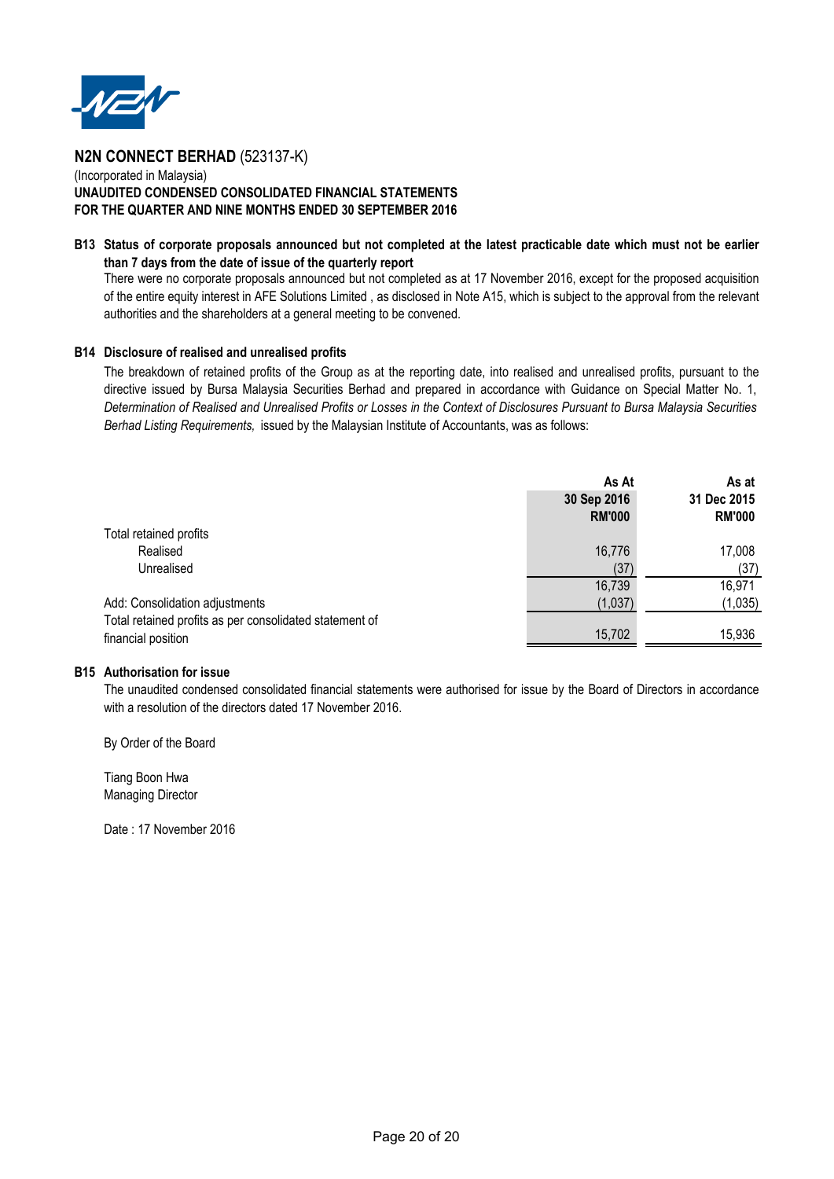**N2N CONNECT BERHAD** (523137-K)
(Incorporated in Malaysia)
**UNAUDITED CONDENSED CONSOLIDATED FINANCIAL STATEMENTS**
**FOR THE QUARTER AND NINE MONTHS ENDED 30 SEPTEMBER 2016**

### B13 Status of corporate proposals announced but not completed at the latest practicable date which must not be earlier than 7 days from the date of issue of the quarterly report

There were no corporate proposals announced but not completed as at 17 November 2016, except for the proposed acquisition of the entire equity interest in AFE Solutions Limited , as disclosed in Note A15, which is subject to the approval from the relevant authorities and the shareholders at a general meeting to be convened.

### B14 Disclosure of realised and unrealised profits

The breakdown of retained profits of the Group as at the reporting date, into realised and unrealised profits, pursuant to the directive issued by Bursa Malaysia Securities Berhad and prepared in accordance with Guidance on Special Matter No. 1, *Determination of Realised and Unrealised Profits or Losses in the Context of Disclosures Pursuant to Bursa Malaysia Securities Berhad Listing Requirements,* issued by the Malaysian Institute of Accountants, was as follows:

| | As At 30 Sep 2016 RM'000 | As at 31 Dec 2015 RM'000 |
|---|---|---|
| Total retained profits | | |
| Realised | 16,776 | 17,008 |
| Unrealised | (37) | (37) |
| | 16,739 | 16,971 |
| Add: Consolidation adjustments | (1,037) | (1,035) |
| Total retained profits as per consolidated statement of financial position | 15,702 | 15,936 |

### B15 Authorisation for issue

The unaudited condensed consolidated financial statements were authorised for issue by the Board of Directors in accordance with a resolution of the directors dated 17 November 2016.

By Order of the Board

Tiang Boon Hwa
Managing Director

Date : 17 November 2016